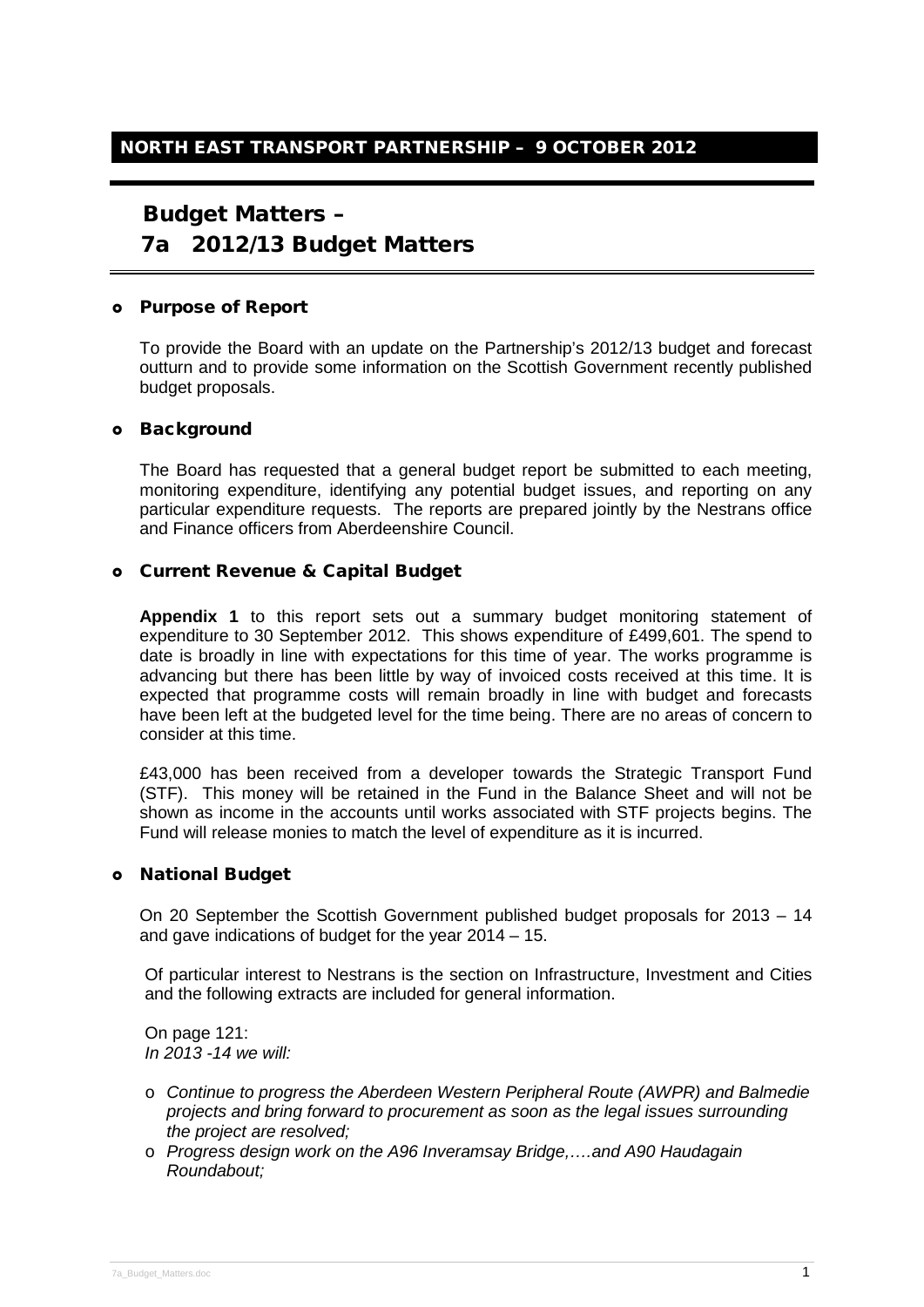## NORTH EAST TRANSPORT PARTNERSHIP – 9 OCTOBER 2012

# Budget Matters – 7a 2012/13 Budget Matters

### Purpose of Report

To provide the Board with an update on the Partnership's 2012/13 budget and forecast outturn and to provide some information on the Scottish Government recently published budget proposals.

### Background

The Board has requested that a general budget report be submitted to each meeting, monitoring expenditure, identifying any potential budget issues, and reporting on any particular expenditure requests. The reports are prepared jointly by the Nestrans office and Finance officers from Aberdeenshire Council.

### Current Revenue & Capital Budget

**Appendix 1** to this report sets out a summary budget monitoring statement of expenditure to 30 September 2012. This shows expenditure of £499,601. The spend to date is broadly in line with expectations for this time of year. The works programme is advancing but there has been little by way of invoiced costs received at this time. It is expected that programme costs will remain broadly in line with budget and forecasts have been left at the budgeted level for the time being. There are no areas of concern to consider at this time.

£43,000 has been received from a developer towards the Strategic Transport Fund (STF). This money will be retained in the Fund in the Balance Sheet and will not be shown as income in the accounts until works associated with STF projects begins. The Fund will release monies to match the level of expenditure as it is incurred.

### National Budget

On 20 September the Scottish Government published budget proposals for 2013 – 14 and gave indications of budget for the year 2014 – 15.

Of particular interest to Nestrans is the section on Infrastructure, Investment and Cities and the following extracts are included for general information.

On page 121:
*In 2013 -14 we will:*

- *Continue to progress the Aberdeen Western Peripheral Route (AWPR) and Balmedie projects and bring forward to procurement as soon as the legal issues surrounding the project are resolved;*
- *Progress design work on the A96 Inveramsay Bridge,….and A90 Haudagain Roundabout;*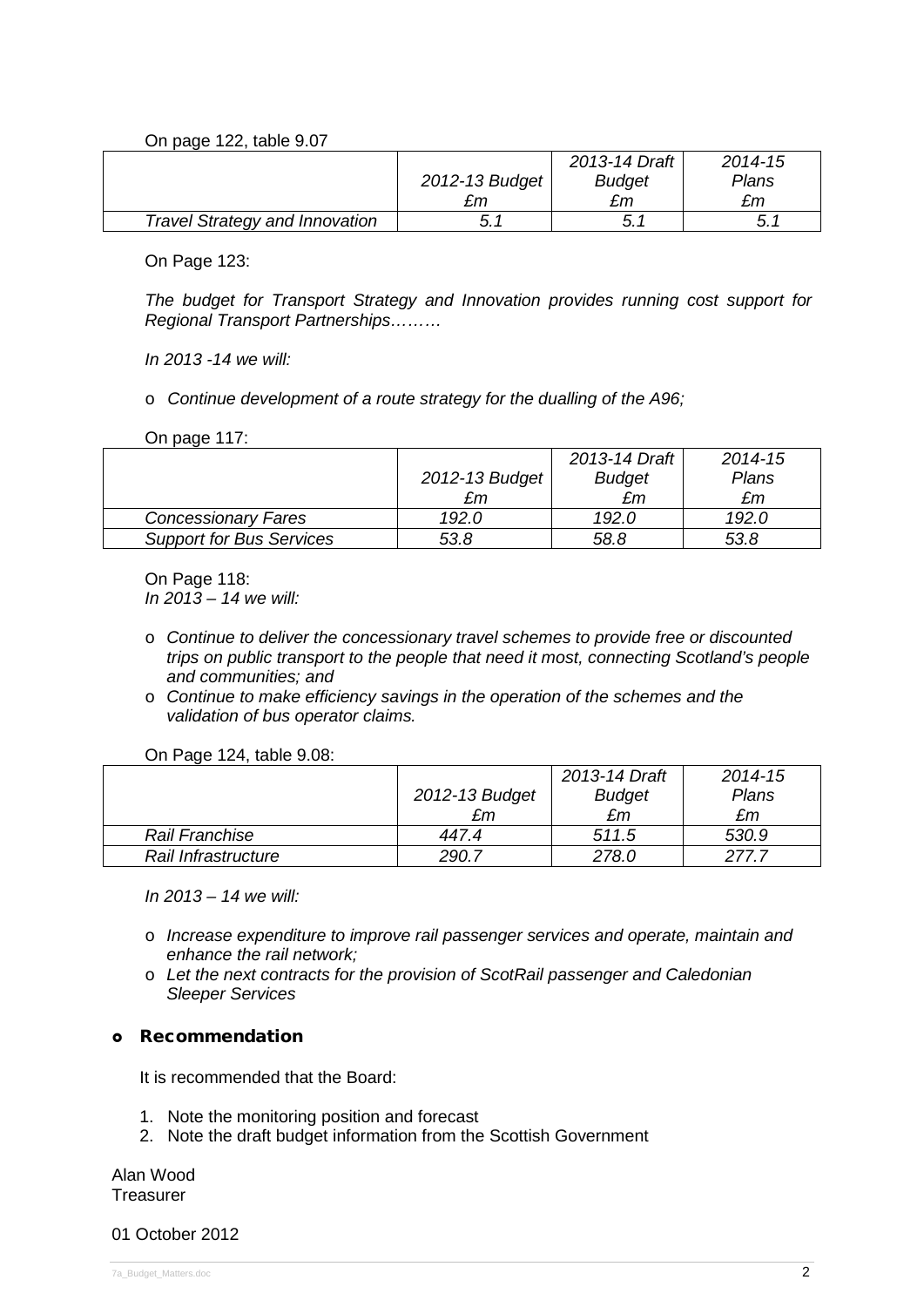On page 122, table 9.07

| | *2012-13 Budget £m* | *2013-14 Draft Budget £m* | *2014-15 Plans £m* |
|---|---|---|---|
| *Travel Strategy and Innovation* | *5.1* | *5.1* | *5.1* |

On Page 123:

*The budget for Transport Strategy and Innovation provides running cost support for Regional Transport Partnerships………*

*In 2013 -14 we will:*

- *Continue development of a route strategy for the dualling of the A96;*

On page 117:

| | *2012-13 Budget £m* | *2013-14 Draft Budget £m* | *2014-15 Plans £m* |
|---|---|---|---|
| *Concessionary Fares* | *192.0* | *192.0* | *192.0* |
| *Support for Bus Services* | *53.8* | *58.8* | *53.8* |

On Page 118:
*In 2013 – 14 we will:*

- *Continue to deliver the concessionary travel schemes to provide free or discounted trips on public transport to the people that need it most, connecting Scotland's people and communities; and*
- *Continue to make efficiency savings in the operation of the schemes and the validation of bus operator claims.*

On Page 124, table 9.08:

| | *2012-13 Budget £m* | *2013-14 Draft Budget £m* | *2014-15 Plans £m* |
|---|---|---|---|
| *Rail Franchise* | *447.4* | *511.5* | *530.9* |
| *Rail Infrastructure* | *290.7* | *278.0* | *277.7* |

*In 2013 – 14 we will:*

- *Increase expenditure to improve rail passenger services and operate, maintain and enhance the rail network;*
- *Let the next contracts for the provision of ScotRail passenger and Caledonian Sleeper Services*

## Recommendation

It is recommended that the Board:

1. Note the monitoring position and forecast
2. Note the draft budget information from the Scottish Government

Alan Wood
Treasurer

01 October 2012